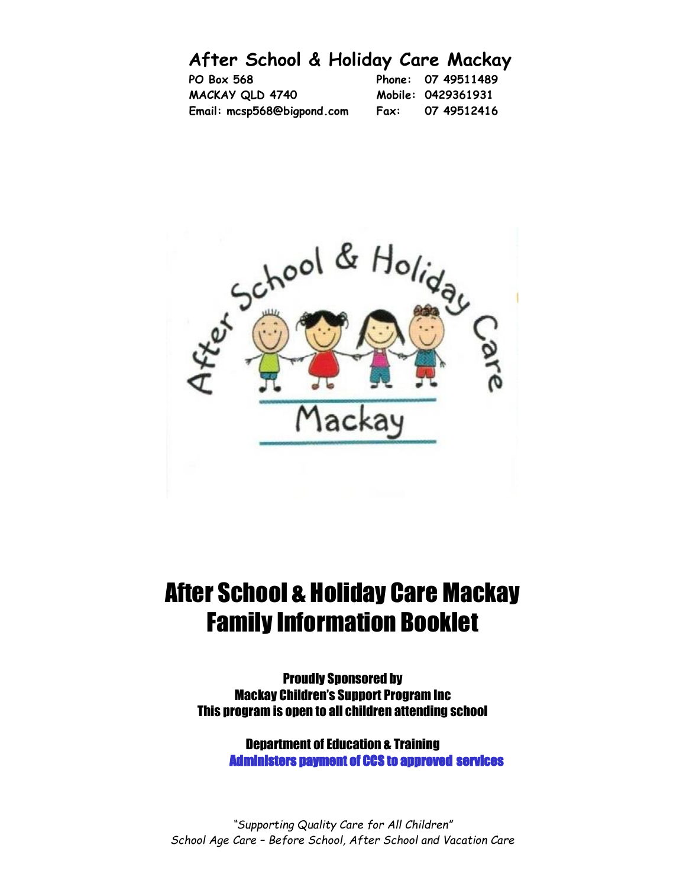# After School & Holiday Care Mackay

**PO Box 568**
**MACKAY QLD 4740**
**Email: mcsp568@bigpond.com**

**Phone: 07 49511489**
**Mobile: 0429361931**
**Fax: 07 49512416**

# After School & Holiday Care Mackay Family Information Booklet

**Proudly Sponsored by**
**Mackay Children's Support Program Inc**
**This program is open to all children attending school**

**Department of Education & Training**
**Administers payment of CCS to approved services**

*"Supporting Quality Care for All Children"*
*School Age Care – Before School, After School and Vacation Care*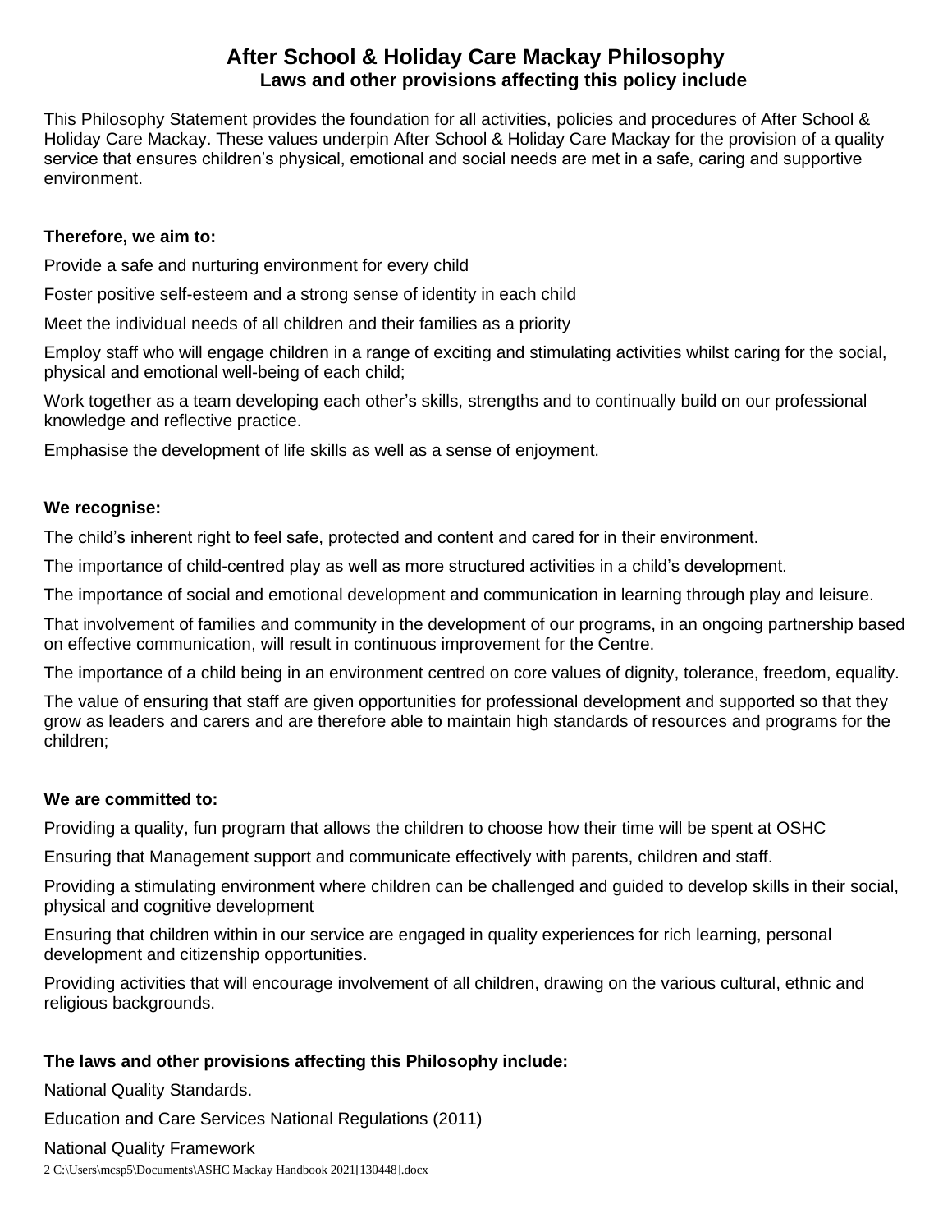# After School & Holiday Care Mackay Philosophy

## Laws and other provisions affecting this policy include

This Philosophy Statement provides the foundation for all activities, policies and procedures of After School & Holiday Care Mackay. These values underpin After School & Holiday Care Mackay for the provision of a quality service that ensures children's physical, emotional and social needs are met in a safe, caring and supportive environment.

**Therefore, we aim to:**

Provide a safe and nurturing environment for every child

Foster positive self-esteem and a strong sense of identity in each child

Meet the individual needs of all children and their families as a priority

Employ staff who will engage children in a range of exciting and stimulating activities whilst caring for the social, physical and emotional well-being of each child;

Work together as a team developing each other's skills, strengths and to continually build on our professional knowledge and reflective practice.

Emphasise the development of life skills as well as a sense of enjoyment.

**We recognise:**

The child's inherent right to feel safe, protected and content and cared for in their environment.

The importance of child-centred play as well as more structured activities in a child's development.

The importance of social and emotional development and communication in learning through play and leisure.

That involvement of families and community in the development of our programs, in an ongoing partnership based on effective communication, will result in continuous improvement for the Centre.

The importance of a child being in an environment centred on core values of dignity, tolerance, freedom, equality.

The value of ensuring that staff are given opportunities for professional development and supported so that they grow as leaders and carers and are therefore able to maintain high standards of resources and programs for the children;

**We are committed to:**

Providing a quality, fun program that allows the children to choose how their time will be spent at OSHC

Ensuring that Management support and communicate effectively with parents, children and staff.

Providing a stimulating environment where children can be challenged and guided to develop skills in their social, physical and cognitive development

Ensuring that children within in our service are engaged in quality experiences for rich learning, personal development and citizenship opportunities.

Providing activities that will encourage involvement of all children, drawing on the various cultural, ethnic and religious backgrounds.

**The laws and other provisions affecting this Philosophy include:**

National Quality Standards.

Education and Care Services National Regulations (2011)

National Quality Framework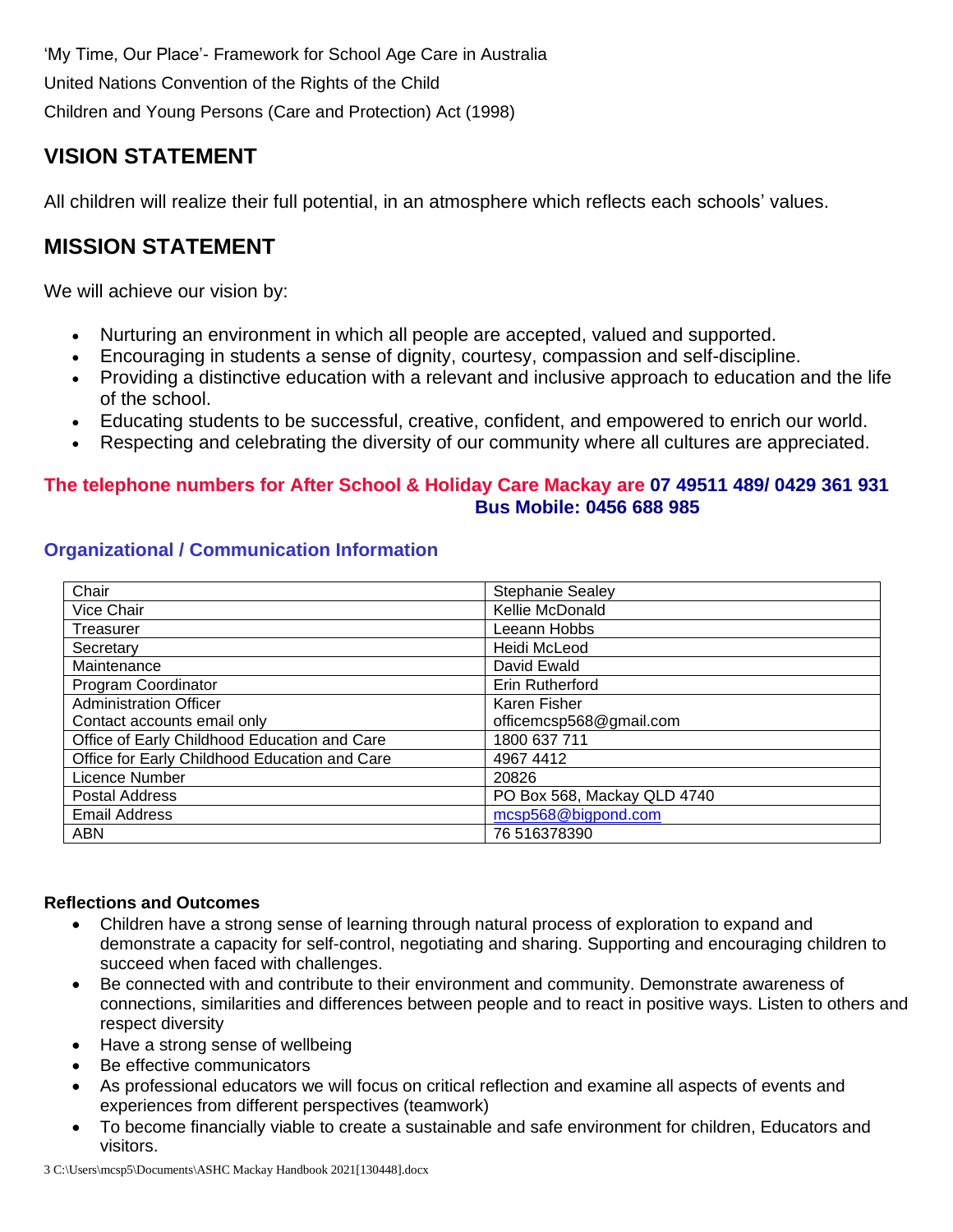'My Time, Our Place'- Framework for School Age Care in Australia

United Nations Convention of the Rights of the Child

Children and Young Persons (Care and Protection) Act (1998)

## VISION STATEMENT

All children will realize their full potential, in an atmosphere which reflects each schools' values.

## MISSION STATEMENT

We will achieve our vision by:

- Nurturing an environment in which all people are accepted, valued and supported.
- Encouraging in students a sense of dignity, courtesy, compassion and self-discipline.
- Providing a distinctive education with a relevant and inclusive approach to education and the life of the school.
- Educating students to be successful, creative, confident, and empowered to enrich our world.
- Respecting and celebrating the diversity of our community where all cultures are appreciated.

**The telephone numbers for After School & Holiday Care Mackay are 07 49511 489/ 0429 361 931**
**Bus Mobile: 0456 688 985**

### Organizational / Communication Information

| | |
|---|---|
| Chair | Stephanie Sealey |
| Vice Chair | Kellie McDonald |
| Treasurer | Leeann Hobbs |
| Secretary | Heidi McLeod |
| Maintenance | David Ewald |
| Program Coordinator | Erin Rutherford |
| Administration Officer<br>Contact accounts email only | Karen Fisher<br>officemcsp568@gmail.com |
| Office of Early Childhood Education and Care | 1800 637 711 |
| Office for Early Childhood Education and Care | 4967 4412 |
| Licence Number | 20826 |
| Postal Address | PO Box 568, Mackay QLD 4740 |
| Email Address | mcsp568@bigpond.com |
| ABN | 76 516378390 |

**Reflections and Outcomes**

- Children have a strong sense of learning through natural process of exploration to expand and demonstrate a capacity for self-control, negotiating and sharing. Supporting and encouraging children to succeed when faced with challenges.
- Be connected with and contribute to their environment and community. Demonstrate awareness of connections, similarities and differences between people and to react in positive ways. Listen to others and respect diversity
- Have a strong sense of wellbeing
- Be effective communicators
- As professional educators we will focus on critical reflection and examine all aspects of events and experiences from different perspectives (teamwork)
- To become financially viable to create a sustainable and safe environment for children, Educators and visitors.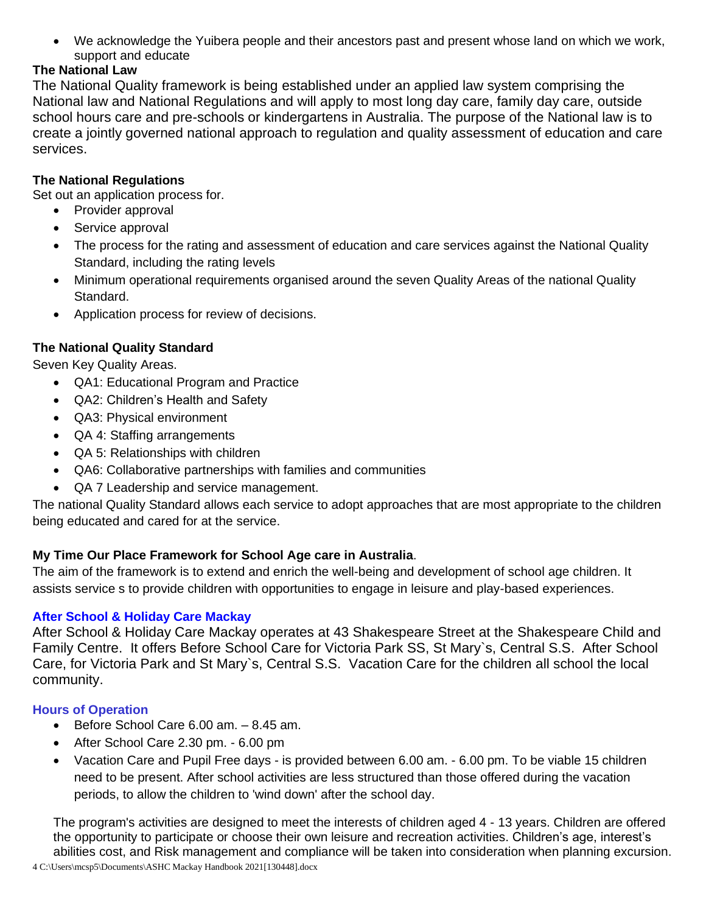- We acknowledge the Yuibera people and their ancestors past and present whose land on which we work, support and educate

**The National Law**

The National Quality framework is being established under an applied law system comprising the National law and National Regulations and will apply to most long day care, family day care, outside school hours care and pre-schools or kindergartens in Australia. The purpose of the National law is to create a jointly governed national approach to regulation and quality assessment of education and care services.

**The National Regulations**

Set out an application process for.

- Provider approval
- Service approval
- The process for the rating and assessment of education and care services against the National Quality Standard, including the rating levels
- Minimum operational requirements organised around the seven Quality Areas of the national Quality Standard.
- Application process for review of decisions.

**The National Quality Standard**

Seven Key Quality Areas.

- QA1: Educational Program and Practice
- QA2: Children's Health and Safety
- QA3: Physical environment
- QA 4: Staffing arrangements
- QA 5: Relationships with children
- QA6: Collaborative partnerships with families and communities
- QA 7 Leadership and service management.

The national Quality Standard allows each service to adopt approaches that are most appropriate to the children being educated and cared for at the service.

**My Time Our Place Framework for School Age care in Australia**.

The aim of the framework is to extend and enrich the well-being and development of school age children. It assists service s to provide children with opportunities to engage in leisure and play-based experiences.

**After School & Holiday Care Mackay**

After School & Holiday Care Mackay operates at 43 Shakespeare Street at the Shakespeare Child and Family Centre. It offers Before School Care for Victoria Park SS, St Mary`s, Central S.S. After School Care, for Victoria Park and St Mary`s, Central S.S. Vacation Care for the children all school the local community.

**Hours of Operation**

- Before School Care 6.00 am. – 8.45 am.
- After School Care 2.30 pm. - 6.00 pm
- Vacation Care and Pupil Free days - is provided between 6.00 am. - 6.00 pm. To be viable 15 children need to be present. After school activities are less structured than those offered during the vacation periods, to allow the children to 'wind down' after the school day.

The program's activities are designed to meet the interests of children aged 4 - 13 years. Children are offered the opportunity to participate or choose their own leisure and recreation activities. Children's age, interest's abilities cost, and Risk management and compliance will be taken into consideration when planning excursion.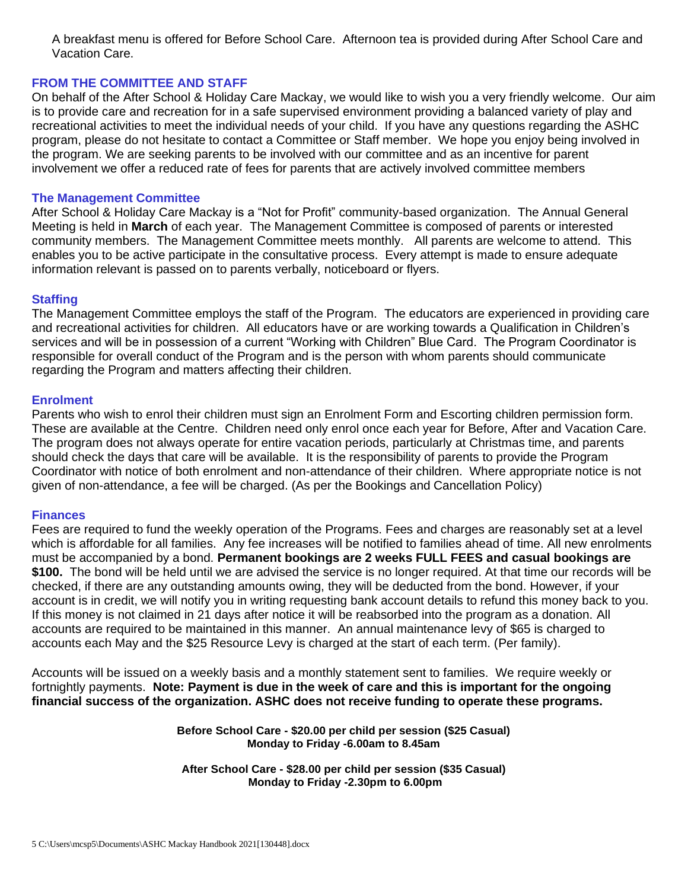A breakfast menu is offered for Before School Care. Afternoon tea is provided during After School Care and Vacation Care.

## FROM THE COMMITTEE AND STAFF

On behalf of the After School & Holiday Care Mackay, we would like to wish you a very friendly welcome. Our aim is to provide care and recreation for in a safe supervised environment providing a balanced variety of play and recreational activities to meet the individual needs of your child. If you have any questions regarding the ASHC program, please do not hesitate to contact a Committee or Staff member. We hope you enjoy being involved in the program. We are seeking parents to be involved with our committee and as an incentive for parent involvement we offer a reduced rate of fees for parents that are actively involved committee members

### The Management Committee

After School & Holiday Care Mackay is a "Not for Profit" community-based organization. The Annual General Meeting is held in **March** of each year. The Management Committee is composed of parents or interested community members. The Management Committee meets monthly. All parents are welcome to attend. This enables you to be active participate in the consultative process. Every attempt is made to ensure adequate information relevant is passed on to parents verbally, noticeboard or flyers.

### Staffing

The Management Committee employs the staff of the Program. The educators are experienced in providing care and recreational activities for children. All educators have or are working towards a Qualification in Children's services and will be in possession of a current "Working with Children" Blue Card. The Program Coordinator is responsible for overall conduct of the Program and is the person with whom parents should communicate regarding the Program and matters affecting their children.

### Enrolment

Parents who wish to enrol their children must sign an Enrolment Form and Escorting children permission form. These are available at the Centre. Children need only enrol once each year for Before, After and Vacation Care. The program does not always operate for entire vacation periods, particularly at Christmas time, and parents should check the days that care will be available. It is the responsibility of parents to provide the Program Coordinator with notice of both enrolment and non-attendance of their children. Where appropriate notice is not given of non-attendance, a fee will be charged. (As per the Bookings and Cancellation Policy)

### Finances

Fees are required to fund the weekly operation of the Programs. Fees and charges are reasonably set at a level which is affordable for all families. Any fee increases will be notified to families ahead of time. All new enrolments must be accompanied by a bond. **Permanent bookings are 2 weeks FULL FEES and casual bookings are $100.** The bond will be held until we are advised the service is no longer required. At that time our records will be checked, if there are any outstanding amounts owing, they will be deducted from the bond. However, if your account is in credit, we will notify you in writing requesting bank account details to refund this money back to you. If this money is not claimed in 21 days after notice it will be reabsorbed into the program as a donation. All accounts are required to be maintained in this manner. An annual maintenance levy of $65 is charged to accounts each May and the $25 Resource Levy is charged at the start of each term. (Per family).

Accounts will be issued on a weekly basis and a monthly statement sent to families. We require weekly or fortnightly payments. **Note: Payment is due in the week of care and this is important for the ongoing financial success of the organization. ASHC does not receive funding to operate these programs.**

**Before School Care - $20.00 per child per session ($25 Casual)**
**Monday to Friday -6.00am to 8.45am**

**After School Care - $28.00 per child per session ($35 Casual)**
**Monday to Friday -2.30pm to 6.00pm**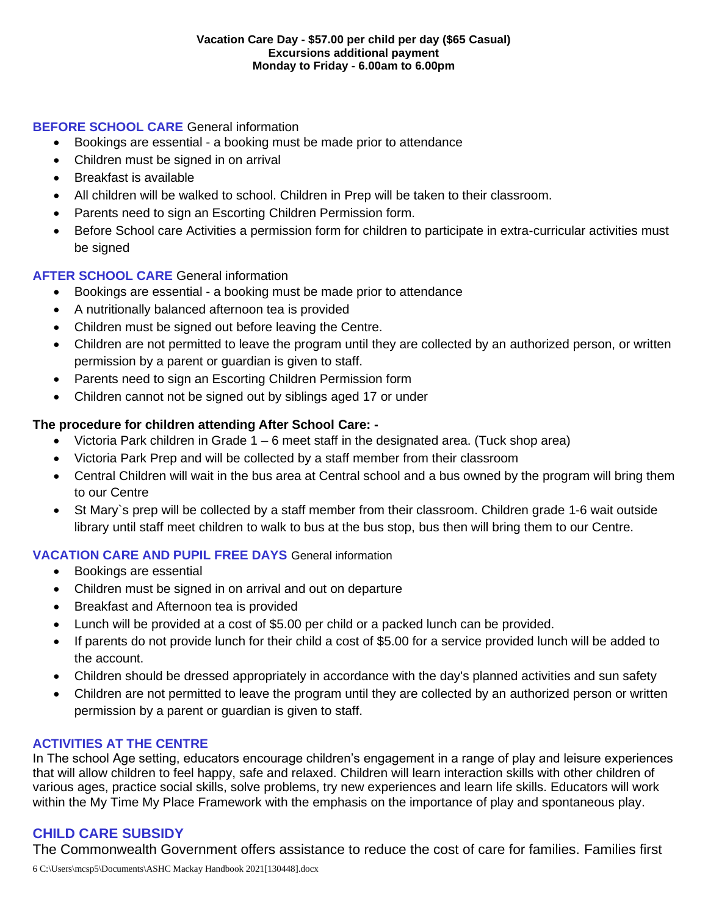**Vacation Care Day - $57.00 per child per day ($65 Casual)**
**Excursions additional payment**
**Monday to Friday - 6.00am to 6.00pm**

**BEFORE SCHOOL CARE** General information

- Bookings are essential - a booking must be made prior to attendance
- Children must be signed in on arrival
- Breakfast is available
- All children will be walked to school. Children in Prep will be taken to their classroom.
- Parents need to sign an Escorting Children Permission form.
- Before School care Activities a permission form for children to participate in extra-curricular activities must be signed

**AFTER SCHOOL CARE** General information

- Bookings are essential - a booking must be made prior to attendance
- A nutritionally balanced afternoon tea is provided
- Children must be signed out before leaving the Centre.
- Children are not permitted to leave the program until they are collected by an authorized person, or written permission by a parent or guardian is given to staff.
- Parents need to sign an Escorting Children Permission form
- Children cannot not be signed out by siblings aged 17 or under

**The procedure for children attending After School Care: -**

- Victoria Park children in Grade 1 – 6 meet staff in the designated area. (Tuck shop area)
- Victoria Park Prep and will be collected by a staff member from their classroom
- Central Children will wait in the bus area at Central school and a bus owned by the program will bring them to our Centre
- St Mary`s prep will be collected by a staff member from their classroom. Children grade 1-6 wait outside library until staff meet children to walk to bus at the bus stop, bus then will bring them to our Centre.

**VACATION CARE AND PUPIL FREE DAYS** General information

- Bookings are essential
- Children must be signed in on arrival and out on departure
- Breakfast and Afternoon tea is provided
- Lunch will be provided at a cost of $5.00 per child or a packed lunch can be provided.
- If parents do not provide lunch for their child a cost of $5.00 for a service provided lunch will be added to the account.
- Children should be dressed appropriately in accordance with the day's planned activities and sun safety
- Children are not permitted to leave the program until they are collected by an authorized person or written permission by a parent or guardian is given to staff.

## ACTIVITIES AT THE CENTRE

In The school Age setting, educators encourage children's engagement in a range of play and leisure experiences that will allow children to feel happy, safe and relaxed. Children will learn interaction skills with other children of various ages, practice social skills, solve problems, try new experiences and learn life skills. Educators will work within the My Time My Place Framework with the emphasis on the importance of play and spontaneous play.

## CHILD CARE SUBSIDY

The Commonwealth Government offers assistance to reduce the cost of care for families. Families first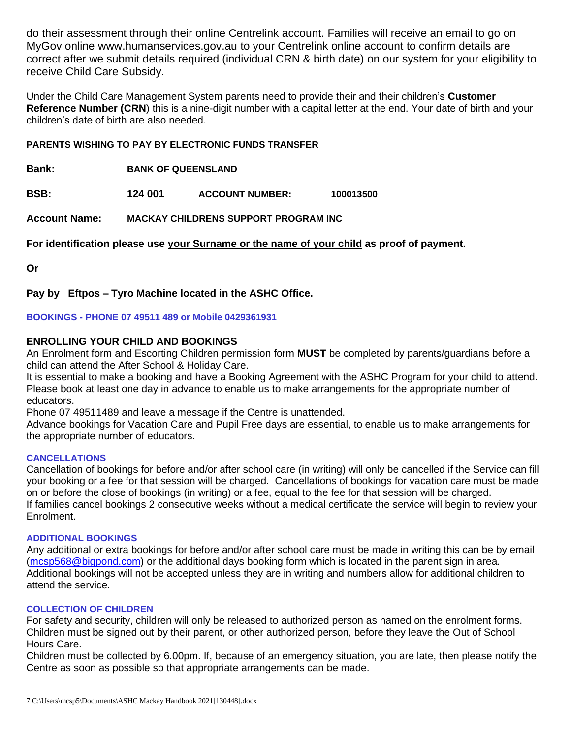do their assessment through their online Centrelink account. Families will receive an email to go on MyGov online www.humanservices.gov.au to your Centrelink online account to confirm details are correct after we submit details required (individual CRN & birth date) on our system for your eligibility to receive Child Care Subsidy.

Under the Child Care Management System parents need to provide their and their children's **Customer Reference Number (CRN**) this is a nine-digit number with a capital letter at the end. Your date of birth and your children's date of birth are also needed.

**PARENTS WISHING TO PAY BY ELECTRONIC FUNDS TRANSFER**

**Bank:** **BANK OF QUEENSLAND**

**BSB:** **124 001** **ACCOUNT NUMBER:** **100013500**

**Account Name:** **MACKAY CHILDRENS SUPPORT PROGRAM INC**

**For identification please use your Surname or the name of your child as proof of payment.**

**Or**

**Pay by Eftpos – Tyro Machine located in the ASHC Office.**

**BOOKINGS - PHONE 07 49511 489 or Mobile 0429361931**

## ENROLLING YOUR CHILD AND BOOKINGS

An Enrolment form and Escorting Children permission form **MUST** be completed by parents/guardians before a child can attend the After School & Holiday Care.

It is essential to make a booking and have a Booking Agreement with the ASHC Program for your child to attend. Please book at least one day in advance to enable us to make arrangements for the appropriate number of educators.

Phone 07 49511489 and leave a message if the Centre is unattended.

Advance bookings for Vacation Care and Pupil Free days are essential, to enable us to make arrangements for the appropriate number of educators.

### CANCELLATIONS

Cancellation of bookings for before and/or after school care (in writing) will only be cancelled if the Service can fill your booking or a fee for that session will be charged. Cancellations of bookings for vacation care must be made on or before the close of bookings (in writing) or a fee, equal to the fee for that session will be charged.

If families cancel bookings 2 consecutive weeks without a medical certificate the service will begin to review your Enrolment.

### ADDITIONAL BOOKINGS

Any additional or extra bookings for before and/or after school care must be made in writing this can be by email (mcsp568@bigpond.com) or the additional days booking form which is located in the parent sign in area. Additional bookings will not be accepted unless they are in writing and numbers allow for additional children to attend the service.

### COLLECTION OF CHILDREN

For safety and security, children will only be released to authorized person as named on the enrolment forms. Children must be signed out by their parent, or other authorized person, before they leave the Out of School Hours Care.

Children must be collected by 6.00pm. If, because of an emergency situation, you are late, then please notify the Centre as soon as possible so that appropriate arrangements can be made.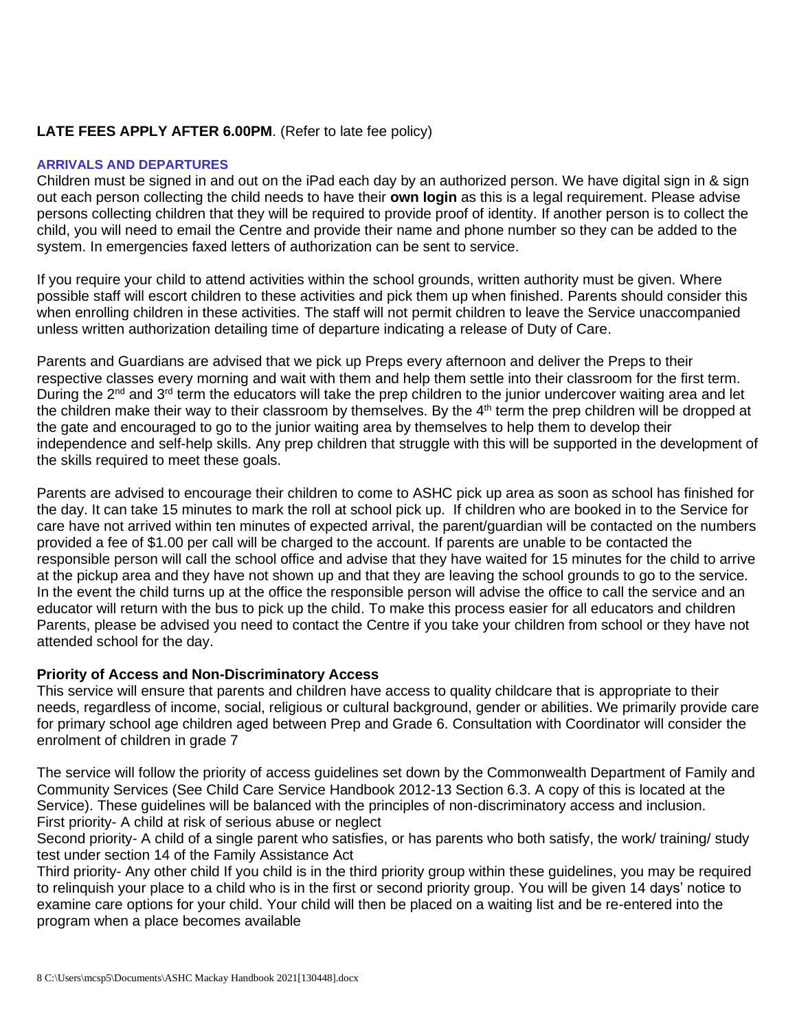**LATE FEES APPLY AFTER 6.00PM**. (Refer to late fee policy)

### ARRIVALS AND DEPARTURES

Children must be signed in and out on the iPad each day by an authorized person. We have digital sign in & sign out each person collecting the child needs to have their **own login** as this is a legal requirement. Please advise persons collecting children that they will be required to provide proof of identity. If another person is to collect the child, you will need to email the Centre and provide their name and phone number so they can be added to the system. In emergencies faxed letters of authorization can be sent to service.

If you require your child to attend activities within the school grounds, written authority must be given. Where possible staff will escort children to these activities and pick them up when finished. Parents should consider this when enrolling children in these activities. The staff will not permit children to leave the Service unaccompanied unless written authorization detailing time of departure indicating a release of Duty of Care.

Parents and Guardians are advised that we pick up Preps every afternoon and deliver the Preps to their respective classes every morning and wait with them and help them settle into their classroom for the first term. During the 2nd and 3rd term the educators will take the prep children to the junior undercover waiting area and let the children make their way to their classroom by themselves. By the 4th term the prep children will be dropped at the gate and encouraged to go to the junior waiting area by themselves to help them to develop their independence and self-help skills. Any prep children that struggle with this will be supported in the development of the skills required to meet these goals.

Parents are advised to encourage their children to come to ASHC pick up area as soon as school has finished for the day. It can take 15 minutes to mark the roll at school pick up. If children who are booked in to the Service for care have not arrived within ten minutes of expected arrival, the parent/guardian will be contacted on the numbers provided a fee of $1.00 per call will be charged to the account. If parents are unable to be contacted the responsible person will call the school office and advise that they have waited for 15 minutes for the child to arrive at the pickup area and they have not shown up and that they are leaving the school grounds to go to the service. In the event the child turns up at the office the responsible person will advise the office to call the service and an educator will return with the bus to pick up the child. To make this process easier for all educators and children Parents, please be advised you need to contact the Centre if you take your children from school or they have not attended school for the day.

### Priority of Access and Non-Discriminatory Access

This service will ensure that parents and children have access to quality childcare that is appropriate to their needs, regardless of income, social, religious or cultural background, gender or abilities. We primarily provide care for primary school age children aged between Prep and Grade 6. Consultation with Coordinator will consider the enrolment of children in grade 7

The service will follow the priority of access guidelines set down by the Commonwealth Department of Family and Community Services (See Child Care Service Handbook 2012-13 Section 6.3. A copy of this is located at the Service). These guidelines will be balanced with the principles of non-discriminatory access and inclusion.
First priority- A child at risk of serious abuse or neglect
Second priority- A child of a single parent who satisfies, or has parents who both satisfy, the work/ training/ study test under section 14 of the Family Assistance Act
Third priority- Any other child If you child is in the third priority group within these guidelines, you may be required to relinquish your place to a child who is in the first or second priority group. You will be given 14 days' notice to examine care options for your child. Your child will then be placed on a waiting list and be re-entered into the program when a place becomes available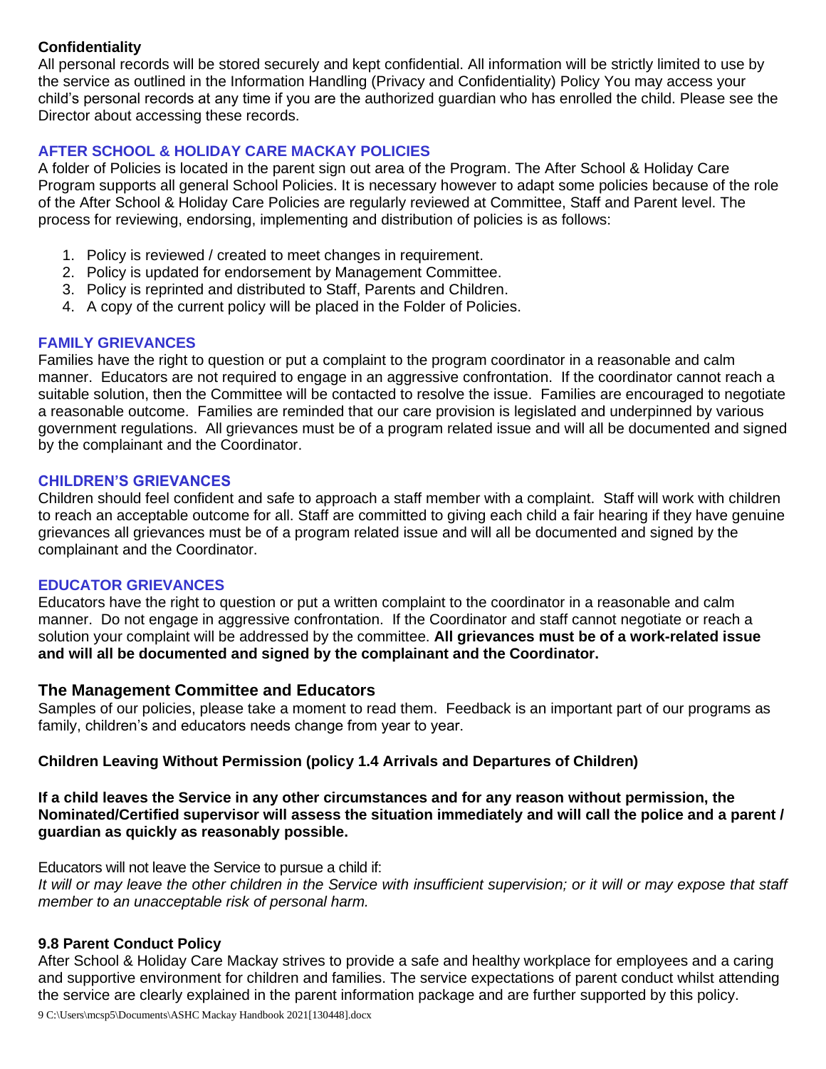**Confidentiality**

All personal records will be stored securely and kept confidential. All information will be strictly limited to use by the service as outlined in the Information Handling (Privacy and Confidentiality) Policy You may access your child's personal records at any time if you are the authorized guardian who has enrolled the child. Please see the Director about accessing these records.

### AFTER SCHOOL & HOLIDAY CARE MACKAY POLICIES

A folder of Policies is located in the parent sign out area of the Program. The After School & Holiday Care Program supports all general School Policies. It is necessary however to adapt some policies because of the role of the After School & Holiday Care Policies are regularly reviewed at Committee, Staff and Parent level. The process for reviewing, endorsing, implementing and distribution of policies is as follows:

1. Policy is reviewed / created to meet changes in requirement.
2. Policy is updated for endorsement by Management Committee.
3. Policy is reprinted and distributed to Staff, Parents and Children.
4. A copy of the current policy will be placed in the Folder of Policies.

### FAMILY GRIEVANCES

Families have the right to question or put a complaint to the program coordinator in a reasonable and calm manner. Educators are not required to engage in an aggressive confrontation. If the coordinator cannot reach a suitable solution, then the Committee will be contacted to resolve the issue. Families are encouraged to negotiate a reasonable outcome. Families are reminded that our care provision is legislated and underpinned by various government regulations. All grievances must be of a program related issue and will all be documented and signed by the complainant and the Coordinator.

### CHILDREN'S GRIEVANCES

Children should feel confident and safe to approach a staff member with a complaint. Staff will work with children to reach an acceptable outcome for all. Staff are committed to giving each child a fair hearing if they have genuine grievances all grievances must be of a program related issue and will all be documented and signed by the complainant and the Coordinator.

### EDUCATOR GRIEVANCES

Educators have the right to question or put a written complaint to the coordinator in a reasonable and calm manner. Do not engage in aggressive confrontation. If the Coordinator and staff cannot negotiate or reach a solution your complaint will be addressed by the committee. **All grievances must be of a work-related issue and will all be documented and signed by the complainant and the Coordinator.**

## The Management Committee and Educators

Samples of our policies, please take a moment to read them. Feedback is an important part of our programs as family, children's and educators needs change from year to year.

**Children Leaving Without Permission (policy 1.4 Arrivals and Departures of Children)**

**If a child leaves the Service in any other circumstances and for any reason without permission, the Nominated/Certified supervisor will assess the situation immediately and will call the police and a parent / guardian as quickly as reasonably possible.**

Educators will not leave the Service to pursue a child if:
*It will or may leave the other children in the Service with insufficient supervision; or it will or may expose that staff member to an unacceptable risk of personal harm.*

**9.8 Parent Conduct Policy**

After School & Holiday Care Mackay strives to provide a safe and healthy workplace for employees and a caring and supportive environment for children and families. The service expectations of parent conduct whilst attending the service are clearly explained in the parent information package and are further supported by this policy.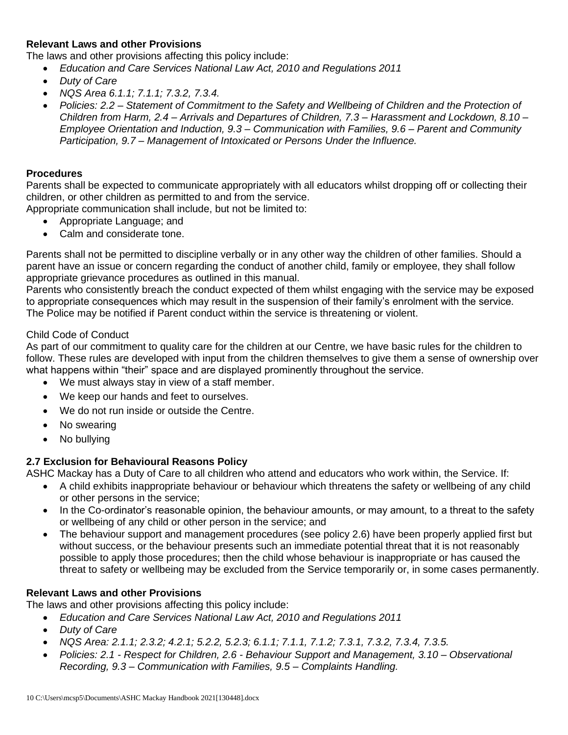**Relevant Laws and other Provisions**

The laws and other provisions affecting this policy include:

- *Education and Care Services National Law Act, 2010 and Regulations 2011*
- *Duty of Care*
- *NQS Area 6.1.1; 7.1.1; 7.3.2, 7.3.4.*
- *Policies: 2.2 – Statement of Commitment to the Safety and Wellbeing of Children and the Protection of Children from Harm, 2.4 – Arrivals and Departures of Children, 7.3 – Harassment and Lockdown, 8.10 – Employee Orientation and Induction, 9.3 – Communication with Families, 9.6 – Parent and Community Participation, 9.7 – Management of Intoxicated or Persons Under the Influence.*

**Procedures**

Parents shall be expected to communicate appropriately with all educators whilst dropping off or collecting their children, or other children as permitted to and from the service.
Appropriate communication shall include, but not be limited to:

- Appropriate Language; and
- Calm and considerate tone.

Parents shall not be permitted to discipline verbally or in any other way the children of other families. Should a parent have an issue or concern regarding the conduct of another child, family or employee, they shall follow appropriate grievance procedures as outlined in this manual.
Parents who consistently breach the conduct expected of them whilst engaging with the service may be exposed to appropriate consequences which may result in the suspension of their family's enrolment with the service.
The Police may be notified if Parent conduct within the service is threatening or violent.

Child Code of Conduct

As part of our commitment to quality care for the children at our Centre, we have basic rules for the children to follow. These rules are developed with input from the children themselves to give them a sense of ownership over what happens within "their" space and are displayed prominently throughout the service.

- We must always stay in view of a staff member.
- We keep our hands and feet to ourselves.
- We do not run inside or outside the Centre.
- No swearing
- No bullying

## 2.7 Exclusion for Behavioural Reasons Policy

ASHC Mackay has a Duty of Care to all children who attend and educators who work within, the Service. If:

- A child exhibits inappropriate behaviour or behaviour which threatens the safety or wellbeing of any child or other persons in the service;
- In the Co-ordinator's reasonable opinion, the behaviour amounts, or may amount, to a threat to the safety or wellbeing of any child or other person in the service; and
- The behaviour support and management procedures (see policy 2.6) have been properly applied first but without success, or the behaviour presents such an immediate potential threat that it is not reasonably possible to apply those procedures; then the child whose behaviour is inappropriate or has caused the threat to safety or wellbeing may be excluded from the Service temporarily or, in some cases permanently.

**Relevant Laws and other Provisions**

The laws and other provisions affecting this policy include:

- *Education and Care Services National Law Act, 2010 and Regulations 2011*
- *Duty of Care*
- *NQS Area: 2.1.1; 2.3.2; 4.2.1; 5.2.2, 5.2.3; 6.1.1; 7.1.1, 7.1.2; 7.3.1, 7.3.2, 7.3.4, 7.3.5.*
- *Policies: 2.1 - Respect for Children, 2.6 - Behaviour Support and Management, 3.10 – Observational Recording, 9.3 – Communication with Families, 9.5 – Complaints Handling.*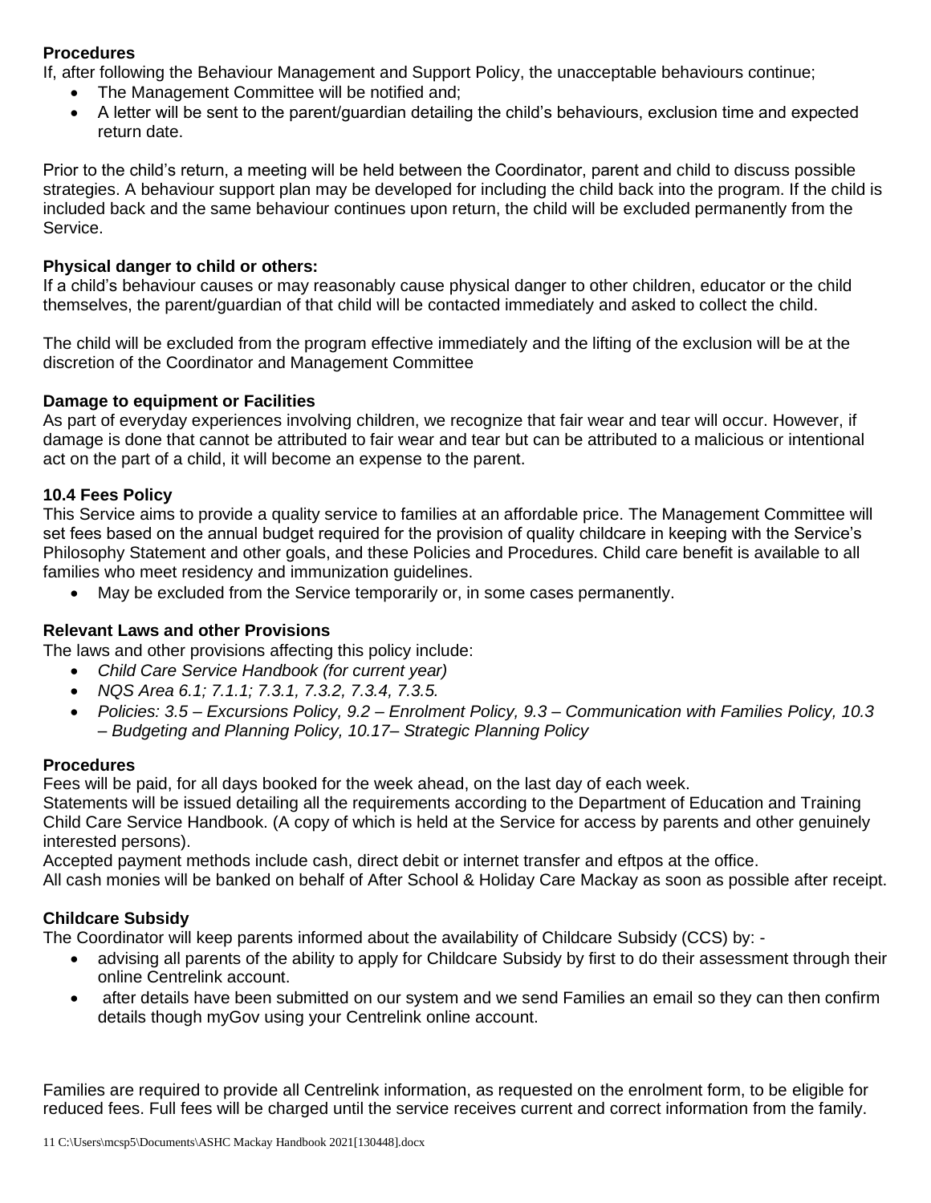**Procedures**

If, after following the Behaviour Management and Support Policy, the unacceptable behaviours continue;

- The Management Committee will be notified and;
- A letter will be sent to the parent/guardian detailing the child's behaviours, exclusion time and expected return date.

Prior to the child's return, a meeting will be held between the Coordinator, parent and child to discuss possible strategies. A behaviour support plan may be developed for including the child back into the program. If the child is included back and the same behaviour continues upon return, the child will be excluded permanently from the Service.

**Physical danger to child or others:**

If a child's behaviour causes or may reasonably cause physical danger to other children, educator or the child themselves, the parent/guardian of that child will be contacted immediately and asked to collect the child.

The child will be excluded from the program effective immediately and the lifting of the exclusion will be at the discretion of the Coordinator and Management Committee

**Damage to equipment or Facilities**

As part of everyday experiences involving children, we recognize that fair wear and tear will occur. However, if damage is done that cannot be attributed to fair wear and tear but can be attributed to a malicious or intentional act on the part of a child, it will become an expense to the parent.

**10.4 Fees Policy**

This Service aims to provide a quality service to families at an affordable price. The Management Committee will set fees based on the annual budget required for the provision of quality childcare in keeping with the Service's Philosophy Statement and other goals, and these Policies and Procedures. Child care benefit is available to all families who meet residency and immunization guidelines.

- May be excluded from the Service temporarily or, in some cases permanently.

**Relevant Laws and other Provisions**

The laws and other provisions affecting this policy include:

- *Child Care Service Handbook (for current year)*
- *NQS Area 6.1; 7.1.1; 7.3.1, 7.3.2, 7.3.4, 7.3.5.*
- *Policies: 3.5 – Excursions Policy, 9.2 – Enrolment Policy, 9.3 – Communication with Families Policy, 10.3 – Budgeting and Planning Policy, 10.17– Strategic Planning Policy*

**Procedures**

Fees will be paid, for all days booked for the week ahead, on the last day of each week.
Statements will be issued detailing all the requirements according to the Department of Education and Training Child Care Service Handbook. (A copy of which is held at the Service for access by parents and other genuinely interested persons).
Accepted payment methods include cash, direct debit or internet transfer and eftpos at the office.
All cash monies will be banked on behalf of After School & Holiday Care Mackay as soon as possible after receipt.

**Childcare Subsidy**

The Coordinator will keep parents informed about the availability of Childcare Subsidy (CCS) by: -

- advising all parents of the ability to apply for Childcare Subsidy by first to do their assessment through their online Centrelink account.
- after details have been submitted on our system and we send Families an email so they can then confirm details though myGov using your Centrelink online account.

Families are required to provide all Centrelink information, as requested on the enrolment form, to be eligible for reduced fees. Full fees will be charged until the service receives current and correct information from the family.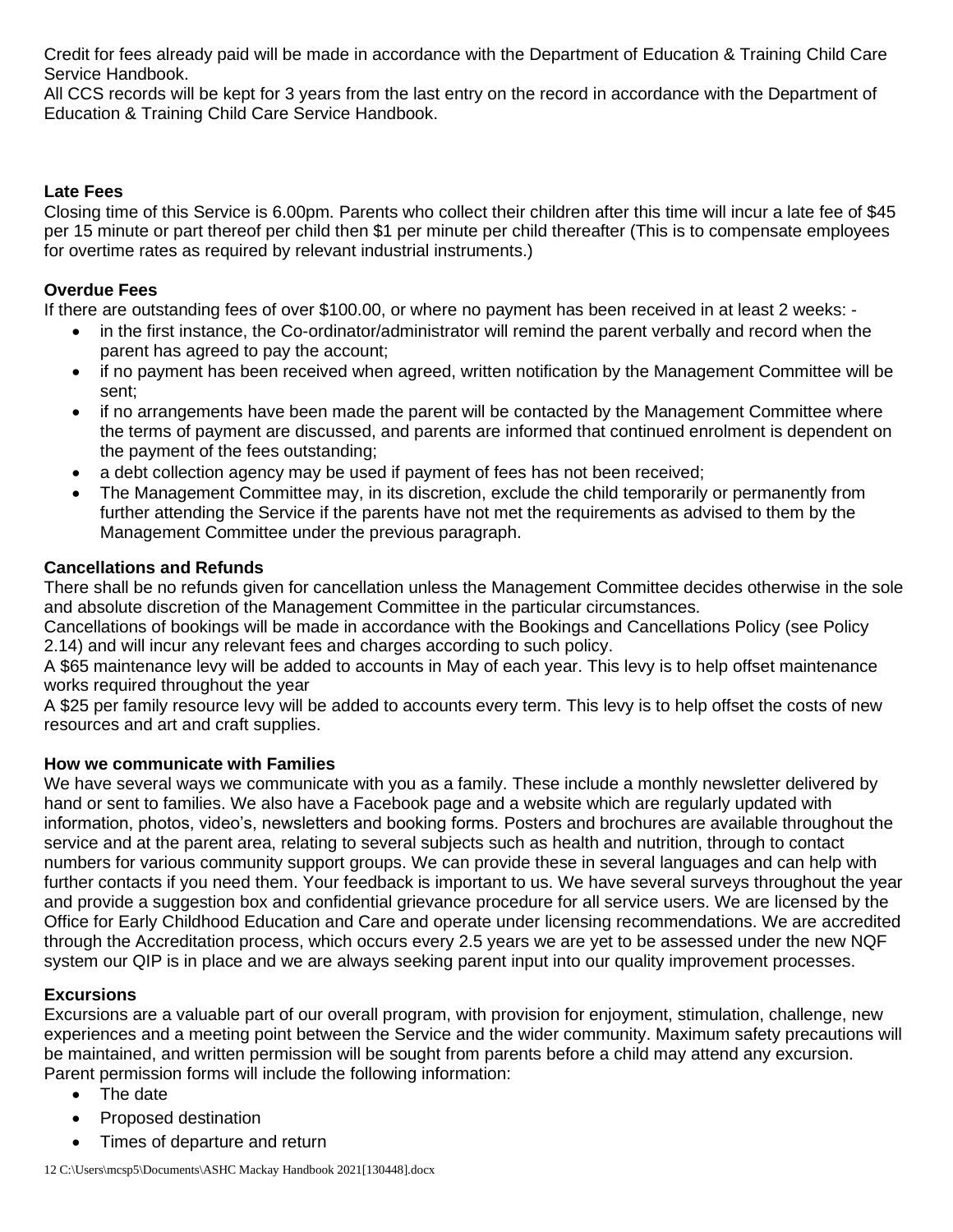Credit for fees already paid will be made in accordance with the Department of Education & Training Child Care Service Handbook.

All CCS records will be kept for 3 years from the last entry on the record in accordance with the Department of Education & Training Child Care Service Handbook.

**Late Fees**

Closing time of this Service is 6.00pm. Parents who collect their children after this time will incur a late fee of $45 per 15 minute or part thereof per child then $1 per minute per child thereafter (This is to compensate employees for overtime rates as required by relevant industrial instruments.)

**Overdue Fees**

If there are outstanding fees of over $100.00, or where no payment has been received in at least 2 weeks: -

- in the first instance, the Co-ordinator/administrator will remind the parent verbally and record when the parent has agreed to pay the account;
- if no payment has been received when agreed, written notification by the Management Committee will be sent;
- if no arrangements have been made the parent will be contacted by the Management Committee where the terms of payment are discussed, and parents are informed that continued enrolment is dependent on the payment of the fees outstanding;
- a debt collection agency may be used if payment of fees has not been received;
- The Management Committee may, in its discretion, exclude the child temporarily or permanently from further attending the Service if the parents have not met the requirements as advised to them by the Management Committee under the previous paragraph.

**Cancellations and Refunds**

There shall be no refunds given for cancellation unless the Management Committee decides otherwise in the sole and absolute discretion of the Management Committee in the particular circumstances.

Cancellations of bookings will be made in accordance with the Bookings and Cancellations Policy (see Policy 2.14) and will incur any relevant fees and charges according to such policy.

A $65 maintenance levy will be added to accounts in May of each year. This levy is to help offset maintenance works required throughout the year

A $25 per family resource levy will be added to accounts every term. This levy is to help offset the costs of new resources and art and craft supplies.

**How we communicate with Families**

We have several ways we communicate with you as a family. These include a monthly newsletter delivered by hand or sent to families. We also have a Facebook page and a website which are regularly updated with information, photos, video's, newsletters and booking forms. Posters and brochures are available throughout the service and at the parent area, relating to several subjects such as health and nutrition, through to contact numbers for various community support groups. We can provide these in several languages and can help with further contacts if you need them. Your feedback is important to us. We have several surveys throughout the year and provide a suggestion box and confidential grievance procedure for all service users. We are licensed by the Office for Early Childhood Education and Care and operate under licensing recommendations. We are accredited through the Accreditation process, which occurs every 2.5 years we are yet to be assessed under the new NQF system our QIP is in place and we are always seeking parent input into our quality improvement processes.

**Excursions**

Excursions are a valuable part of our overall program, with provision for enjoyment, stimulation, challenge, new experiences and a meeting point between the Service and the wider community. Maximum safety precautions will be maintained, and written permission will be sought from parents before a child may attend any excursion. Parent permission forms will include the following information:

- The date
- Proposed destination
- Times of departure and return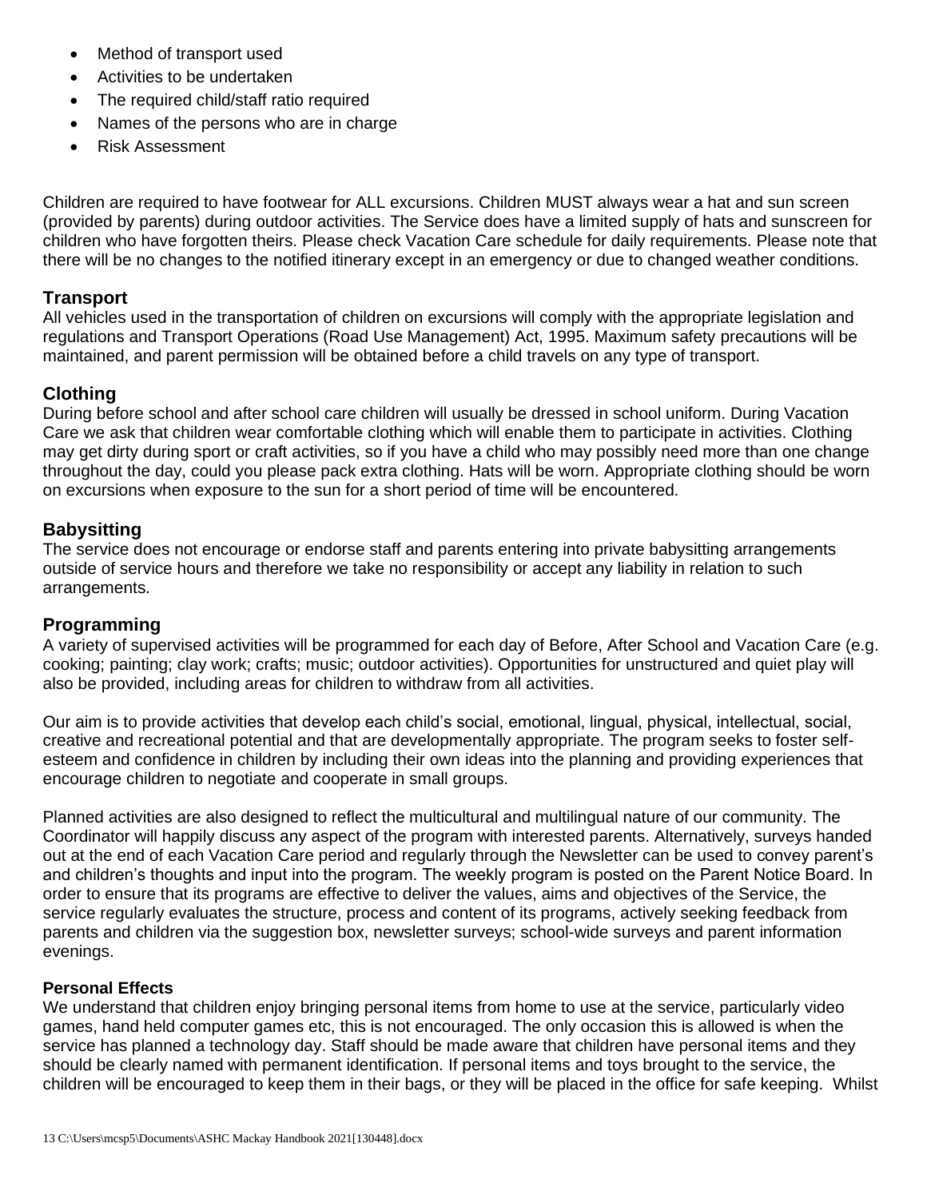- Method of transport used
- Activities to be undertaken
- The required child/staff ratio required
- Names of the persons who are in charge
- Risk Assessment

Children are required to have footwear for ALL excursions. Children MUST always wear a hat and sun screen (provided by parents) during outdoor activities. The Service does have a limited supply of hats and sunscreen for children who have forgotten theirs. Please check Vacation Care schedule for daily requirements. Please note that there will be no changes to the notified itinerary except in an emergency or due to changed weather conditions.

## Transport

All vehicles used in the transportation of children on excursions will comply with the appropriate legislation and regulations and Transport Operations (Road Use Management) Act, 1995. Maximum safety precautions will be maintained, and parent permission will be obtained before a child travels on any type of transport.

## Clothing

During before school and after school care children will usually be dressed in school uniform. During Vacation Care we ask that children wear comfortable clothing which will enable them to participate in activities. Clothing may get dirty during sport or craft activities, so if you have a child who may possibly need more than one change throughout the day, could you please pack extra clothing. Hats will be worn. Appropriate clothing should be worn on excursions when exposure to the sun for a short period of time will be encountered.

## Babysitting

The service does not encourage or endorse staff and parents entering into private babysitting arrangements outside of service hours and therefore we take no responsibility or accept any liability in relation to such arrangements.

## Programming

A variety of supervised activities will be programmed for each day of Before, After School and Vacation Care (e.g. cooking; painting; clay work; crafts; music; outdoor activities). Opportunities for unstructured and quiet play will also be provided, including areas for children to withdraw from all activities.

Our aim is to provide activities that develop each child's social, emotional, lingual, physical, intellectual, social, creative and recreational potential and that are developmentally appropriate. The program seeks to foster self-esteem and confidence in children by including their own ideas into the planning and providing experiences that encourage children to negotiate and cooperate in small groups.

Planned activities are also designed to reflect the multicultural and multilingual nature of our community. The Coordinator will happily discuss any aspect of the program with interested parents. Alternatively, surveys handed out at the end of each Vacation Care period and regularly through the Newsletter can be used to convey parent's and children's thoughts and input into the program. The weekly program is posted on the Parent Notice Board. In order to ensure that its programs are effective to deliver the values, aims and objectives of the Service, the service regularly evaluates the structure, process and content of its programs, actively seeking feedback from parents and children via the suggestion box, newsletter surveys; school-wide surveys and parent information evenings.

### Personal Effects

We understand that children enjoy bringing personal items from home to use at the service, particularly video games, hand held computer games etc, this is not encouraged. The only occasion this is allowed is when the service has planned a technology day. Staff should be made aware that children have personal items and they should be clearly named with permanent identification. If personal items and toys brought to the service, the children will be encouraged to keep them in their bags, or they will be placed in the office for safe keeping. Whilst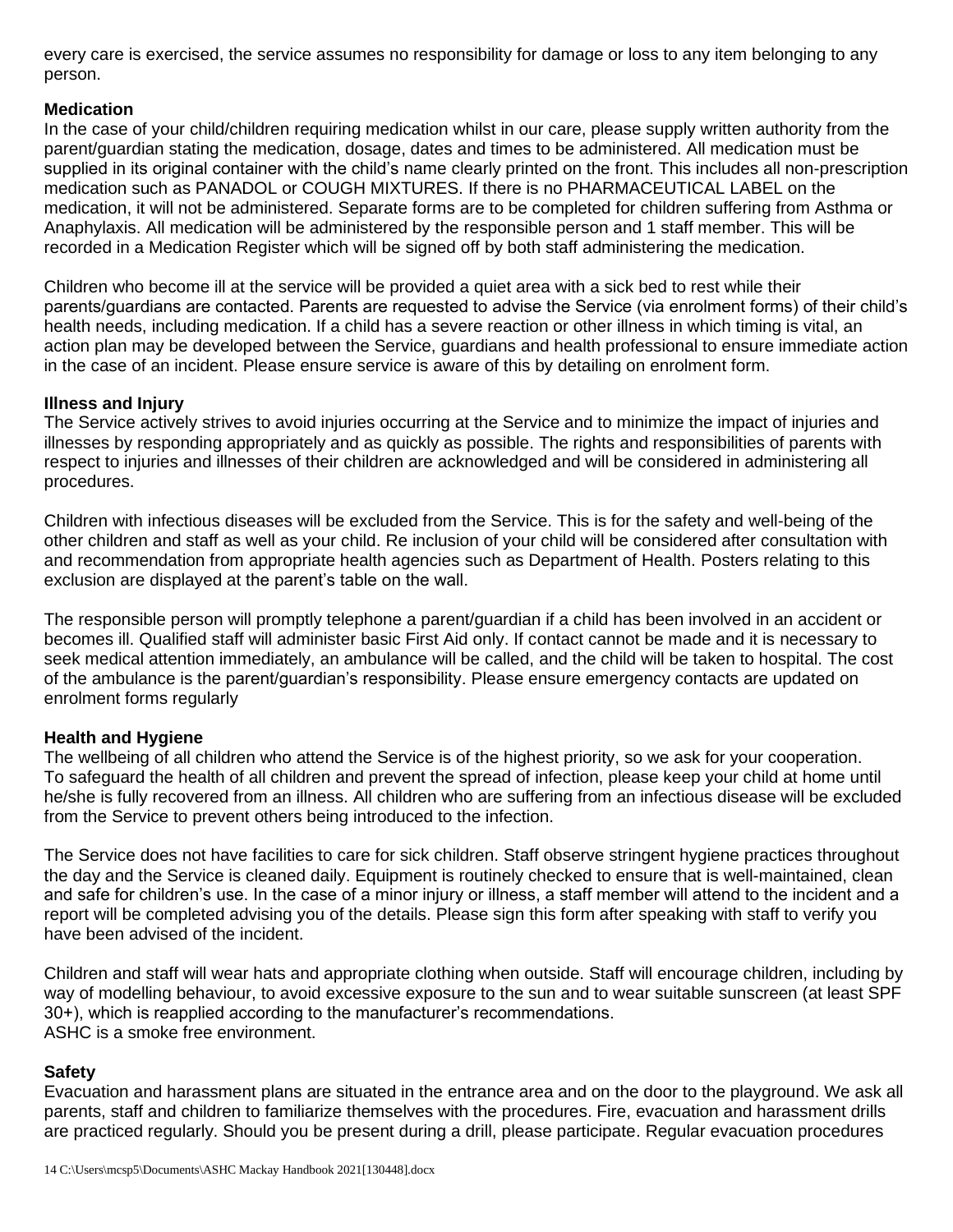every care is exercised, the service assumes no responsibility for damage or loss to any item belonging to any person.

**Medication**

In the case of your child/children requiring medication whilst in our care, please supply written authority from the parent/guardian stating the medication, dosage, dates and times to be administered. All medication must be supplied in its original container with the child's name clearly printed on the front. This includes all non-prescription medication such as PANADOL or COUGH MIXTURES. If there is no PHARMACEUTICAL LABEL on the medication, it will not be administered. Separate forms are to be completed for children suffering from Asthma or Anaphylaxis. All medication will be administered by the responsible person and 1 staff member. This will be recorded in a Medication Register which will be signed off by both staff administering the medication.

Children who become ill at the service will be provided a quiet area with a sick bed to rest while their parents/guardians are contacted. Parents are requested to advise the Service (via enrolment forms) of their child's health needs, including medication. If a child has a severe reaction or other illness in which timing is vital, an action plan may be developed between the Service, guardians and health professional to ensure immediate action in the case of an incident. Please ensure service is aware of this by detailing on enrolment form.

**Illness and Injury**

The Service actively strives to avoid injuries occurring at the Service and to minimize the impact of injuries and illnesses by responding appropriately and as quickly as possible. The rights and responsibilities of parents with respect to injuries and illnesses of their children are acknowledged and will be considered in administering all procedures.

Children with infectious diseases will be excluded from the Service. This is for the safety and well-being of the other children and staff as well as your child. Re inclusion of your child will be considered after consultation with and recommendation from appropriate health agencies such as Department of Health. Posters relating to this exclusion are displayed at the parent's table on the wall.

The responsible person will promptly telephone a parent/guardian if a child has been involved in an accident or becomes ill. Qualified staff will administer basic First Aid only. If contact cannot be made and it is necessary to seek medical attention immediately, an ambulance will be called, and the child will be taken to hospital. The cost of the ambulance is the parent/guardian's responsibility. Please ensure emergency contacts are updated on enrolment forms regularly

**Health and Hygiene**

The wellbeing of all children who attend the Service is of the highest priority, so we ask for your cooperation. To safeguard the health of all children and prevent the spread of infection, please keep your child at home until he/she is fully recovered from an illness. All children who are suffering from an infectious disease will be excluded from the Service to prevent others being introduced to the infection.

The Service does not have facilities to care for sick children. Staff observe stringent hygiene practices throughout the day and the Service is cleaned daily. Equipment is routinely checked to ensure that is well-maintained, clean and safe for children's use. In the case of a minor injury or illness, a staff member will attend to the incident and a report will be completed advising you of the details. Please sign this form after speaking with staff to verify you have been advised of the incident.

Children and staff will wear hats and appropriate clothing when outside. Staff will encourage children, including by way of modelling behaviour, to avoid excessive exposure to the sun and to wear suitable sunscreen (at least SPF 30+), which is reapplied according to the manufacturer's recommendations.
ASHC is a smoke free environment.

**Safety**

Evacuation and harassment plans are situated in the entrance area and on the door to the playground. We ask all parents, staff and children to familiarize themselves with the procedures. Fire, evacuation and harassment drills are practiced regularly. Should you be present during a drill, please participate. Regular evacuation procedures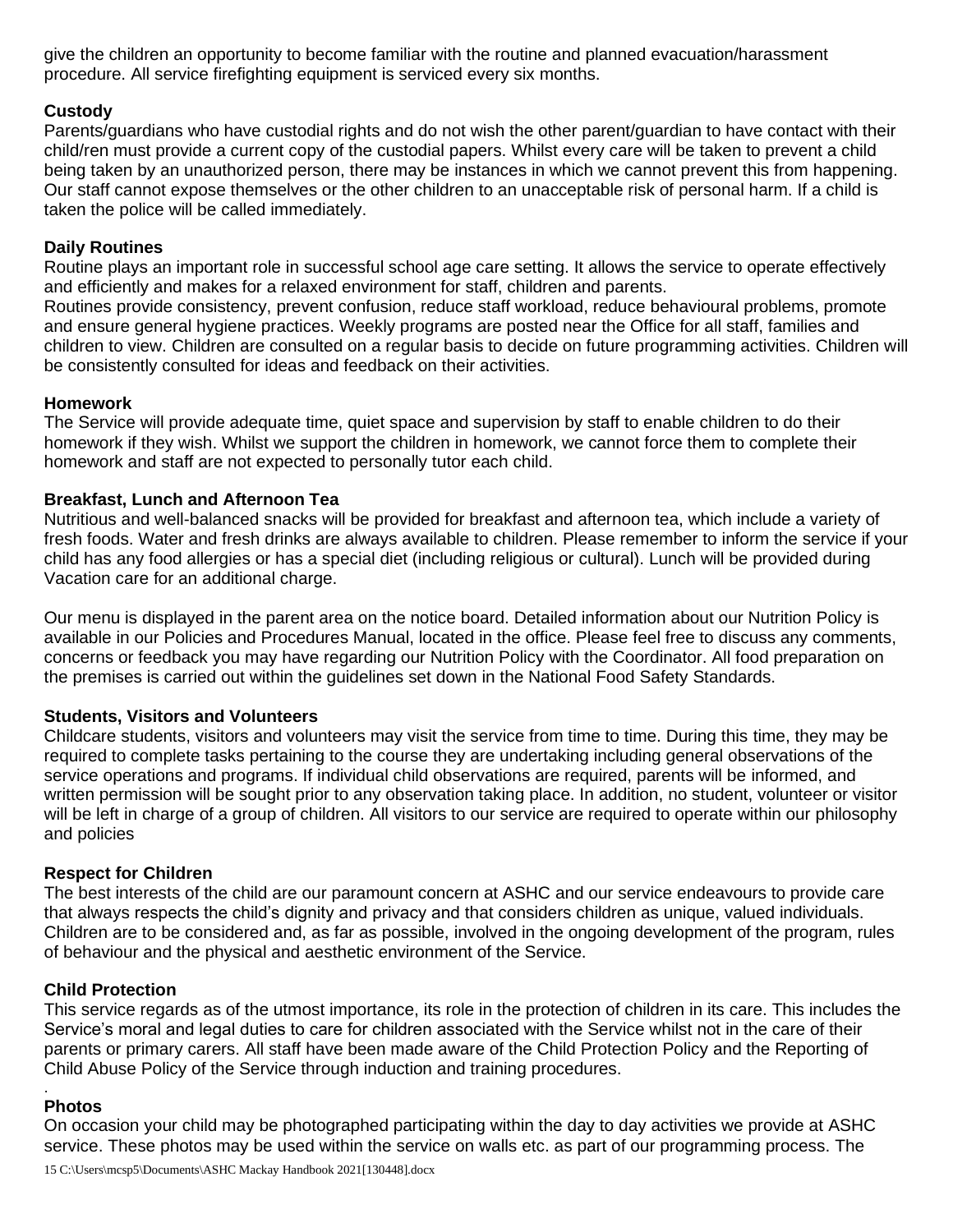give the children an opportunity to become familiar with the routine and planned evacuation/harassment procedure. All service firefighting equipment is serviced every six months.

**Custody**

Parents/guardians who have custodial rights and do not wish the other parent/guardian to have contact with their child/ren must provide a current copy of the custodial papers. Whilst every care will be taken to prevent a child being taken by an unauthorized person, there may be instances in which we cannot prevent this from happening. Our staff cannot expose themselves or the other children to an unacceptable risk of personal harm. If a child is taken the police will be called immediately.

**Daily Routines**

Routine plays an important role in successful school age care setting. It allows the service to operate effectively and efficiently and makes for a relaxed environment for staff, children and parents.

Routines provide consistency, prevent confusion, reduce staff workload, reduce behavioural problems, promote and ensure general hygiene practices. Weekly programs are posted near the Office for all staff, families and children to view. Children are consulted on a regular basis to decide on future programming activities. Children will be consistently consulted for ideas and feedback on their activities.

**Homework**

The Service will provide adequate time, quiet space and supervision by staff to enable children to do their homework if they wish. Whilst we support the children in homework, we cannot force them to complete their homework and staff are not expected to personally tutor each child.

**Breakfast, Lunch and Afternoon Tea**

Nutritious and well-balanced snacks will be provided for breakfast and afternoon tea, which include a variety of fresh foods. Water and fresh drinks are always available to children. Please remember to inform the service if your child has any food allergies or has a special diet (including religious or cultural). Lunch will be provided during Vacation care for an additional charge.

Our menu is displayed in the parent area on the notice board. Detailed information about our Nutrition Policy is available in our Policies and Procedures Manual, located in the office. Please feel free to discuss any comments, concerns or feedback you may have regarding our Nutrition Policy with the Coordinator. All food preparation on the premises is carried out within the guidelines set down in the National Food Safety Standards.

**Students, Visitors and Volunteers**

Childcare students, visitors and volunteers may visit the service from time to time. During this time, they may be required to complete tasks pertaining to the course they are undertaking including general observations of the service operations and programs. If individual child observations are required, parents will be informed, and written permission will be sought prior to any observation taking place. In addition, no student, volunteer or visitor will be left in charge of a group of children. All visitors to our service are required to operate within our philosophy and policies

**Respect for Children**

The best interests of the child are our paramount concern at ASHC and our service endeavours to provide care that always respects the child's dignity and privacy and that considers children as unique, valued individuals. Children are to be considered and, as far as possible, involved in the ongoing development of the program, rules of behaviour and the physical and aesthetic environment of the Service.

**Child Protection**

This service regards as of the utmost importance, its role in the protection of children in its care. This includes the Service's moral and legal duties to care for children associated with the Service whilst not in the care of their parents or primary carers. All staff have been made aware of the Child Protection Policy and the Reporting of Child Abuse Policy of the Service through induction and training procedures.

.

**Photos**

On occasion your child may be photographed participating within the day to day activities we provide at ASHC service. These photos may be used within the service on walls etc. as part of our programming process. The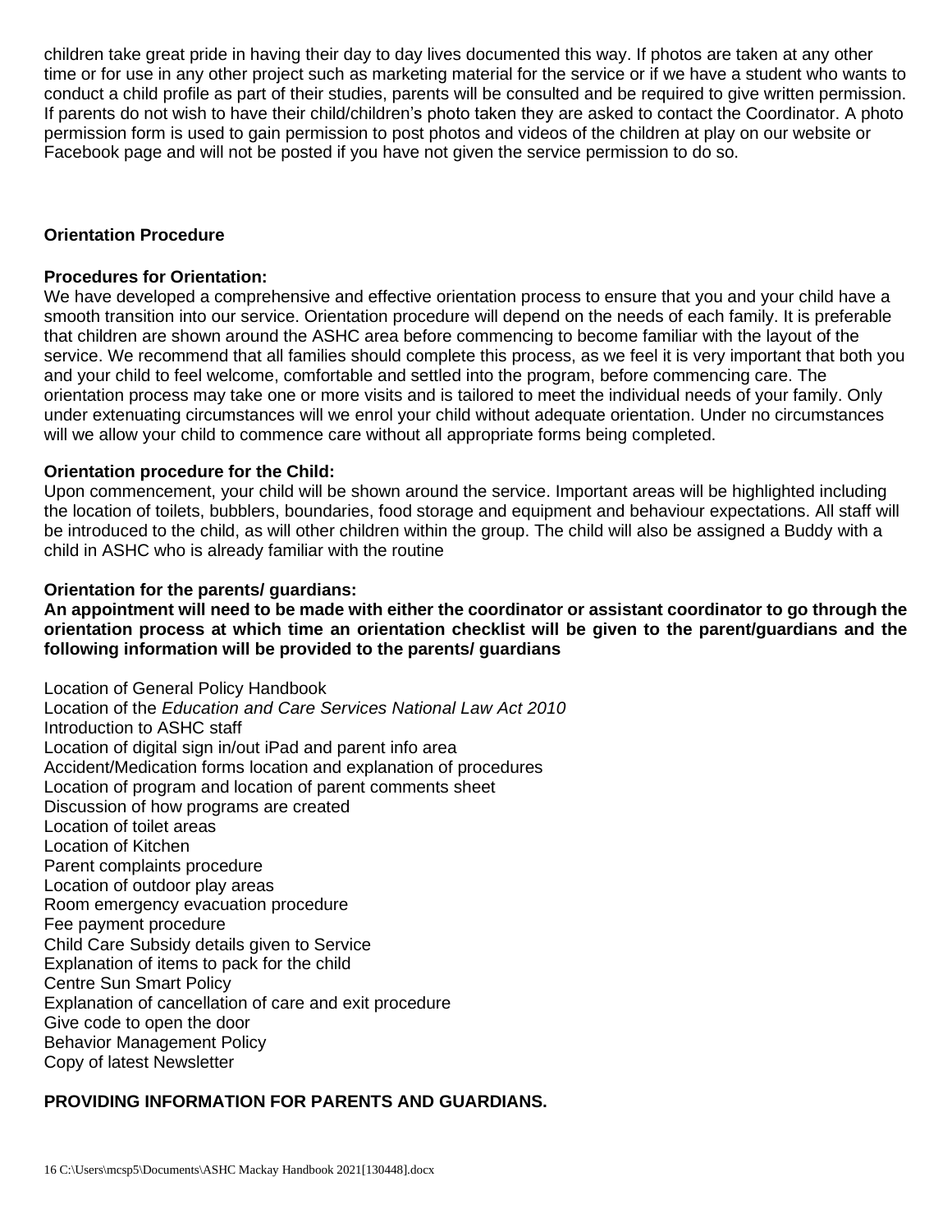children take great pride in having their day to day lives documented this way. If photos are taken at any other time or for use in any other project such as marketing material for the service or if we have a student who wants to conduct a child profile as part of their studies, parents will be consulted and be required to give written permission. If parents do not wish to have their child/children's photo taken they are asked to contact the Coordinator. A photo permission form is used to gain permission to post photos and videos of the children at play on our website or Facebook page and will not be posted if you have not given the service permission to do so.

**Orientation Procedure**

**Procedures for Orientation:**

We have developed a comprehensive and effective orientation process to ensure that you and your child have a smooth transition into our service. Orientation procedure will depend on the needs of each family. It is preferable that children are shown around the ASHC area before commencing to become familiar with the layout of the service. We recommend that all families should complete this process, as we feel it is very important that both you and your child to feel welcome, comfortable and settled into the program, before commencing care. The orientation process may take one or more visits and is tailored to meet the individual needs of your family. Only under extenuating circumstances will we enrol your child without adequate orientation. Under no circumstances will we allow your child to commence care without all appropriate forms being completed.

**Orientation procedure for the Child:**

Upon commencement, your child will be shown around the service. Important areas will be highlighted including the location of toilets, bubblers, boundaries, food storage and equipment and behaviour expectations. All staff will be introduced to the child, as will other children within the group. The child will also be assigned a Buddy with a child in ASHC who is already familiar with the routine

**Orientation for the parents/ guardians:**

**An appointment will need to be made with either the coordinator or assistant coordinator to go through the orientation process at which time an orientation checklist will be given to the parent/guardians and the following information will be provided to the parents/ guardians**

Location of General Policy Handbook
Location of the *Education and Care Services National Law Act 2010*
Introduction to ASHC staff
Location of digital sign in/out iPad and parent info area
Accident/Medication forms location and explanation of procedures
Location of program and location of parent comments sheet
Discussion of how programs are created
Location of toilet areas
Location of Kitchen
Parent complaints procedure
Location of outdoor play areas
Room emergency evacuation procedure
Fee payment procedure
Child Care Subsidy details given to Service
Explanation of items to pack for the child
Centre Sun Smart Policy
Explanation of cancellation of care and exit procedure
Give code to open the door
Behavior Management Policy
Copy of latest Newsletter

**PROVIDING INFORMATION FOR PARENTS AND GUARDIANS.**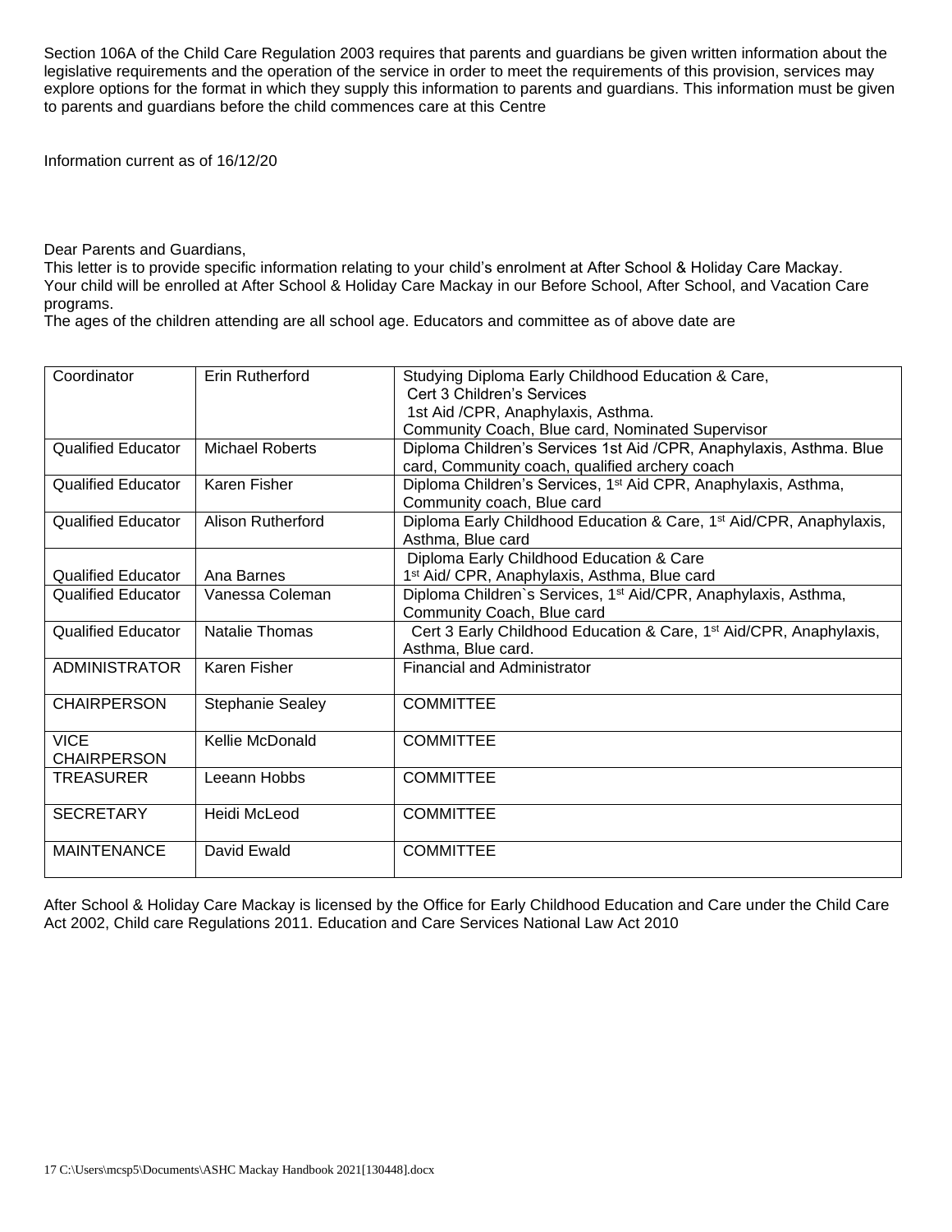Section 106A of the Child Care Regulation 2003 requires that parents and guardians be given written information about the legislative requirements and the operation of the service in order to meet the requirements of this provision, services may explore options for the format in which they supply this information to parents and guardians. This information must be given to parents and guardians before the child commences care at this Centre

Information current as of 16/12/20

Dear Parents and Guardians,
This letter is to provide specific information relating to your child's enrolment at After School & Holiday Care Mackay. Your child will be enrolled at After School & Holiday Care Mackay in our Before School, After School, and Vacation Care programs.
The ages of the children attending are all school age. Educators and committee as of above date are

| | | |
|---|---|---|
| Coordinator | Erin Rutherford | Studying Diploma Early Childhood Education & Care, Cert 3 Children's Services 1st Aid /CPR, Anaphylaxis, Asthma. Community Coach, Blue card, Nominated Supervisor |
| Qualified Educator | Michael Roberts | Diploma Children's Services 1st Aid /CPR, Anaphylaxis, Asthma. Blue card, Community coach, qualified archery coach |
| Qualified Educator | Karen Fisher | Diploma Children's Services, 1st Aid CPR, Anaphylaxis, Asthma, Community coach, Blue card |
| Qualified Educator | Alison Rutherford | Diploma Early Childhood Education & Care, 1st Aid/CPR, Anaphylaxis, Asthma, Blue card |
| Qualified Educator | Ana Barnes | Diploma Early Childhood Education & Care 1st Aid/ CPR, Anaphylaxis, Asthma, Blue card |
| Qualified Educator | Vanessa Coleman | Diploma Children`s Services, 1st Aid/CPR, Anaphylaxis, Asthma, Community Coach, Blue card |
| Qualified Educator | Natalie Thomas | Cert 3 Early Childhood Education & Care, 1st Aid/CPR, Anaphylaxis, Asthma, Blue card. |
| ADMINISTRATOR | Karen Fisher | Financial and Administrator |
| CHAIRPERSON | Stephanie Sealey | COMMITTEE |
| VICE CHAIRPERSON | Kellie McDonald | COMMITTEE |
| TREASURER | Leeann Hobbs | COMMITTEE |
| SECRETARY | Heidi McLeod | COMMITTEE |
| MAINTENANCE | David Ewald | COMMITTEE |

After School & Holiday Care Mackay is licensed by the Office for Early Childhood Education and Care under the Child Care Act 2002, Child care Regulations 2011. Education and Care Services National Law Act 2010